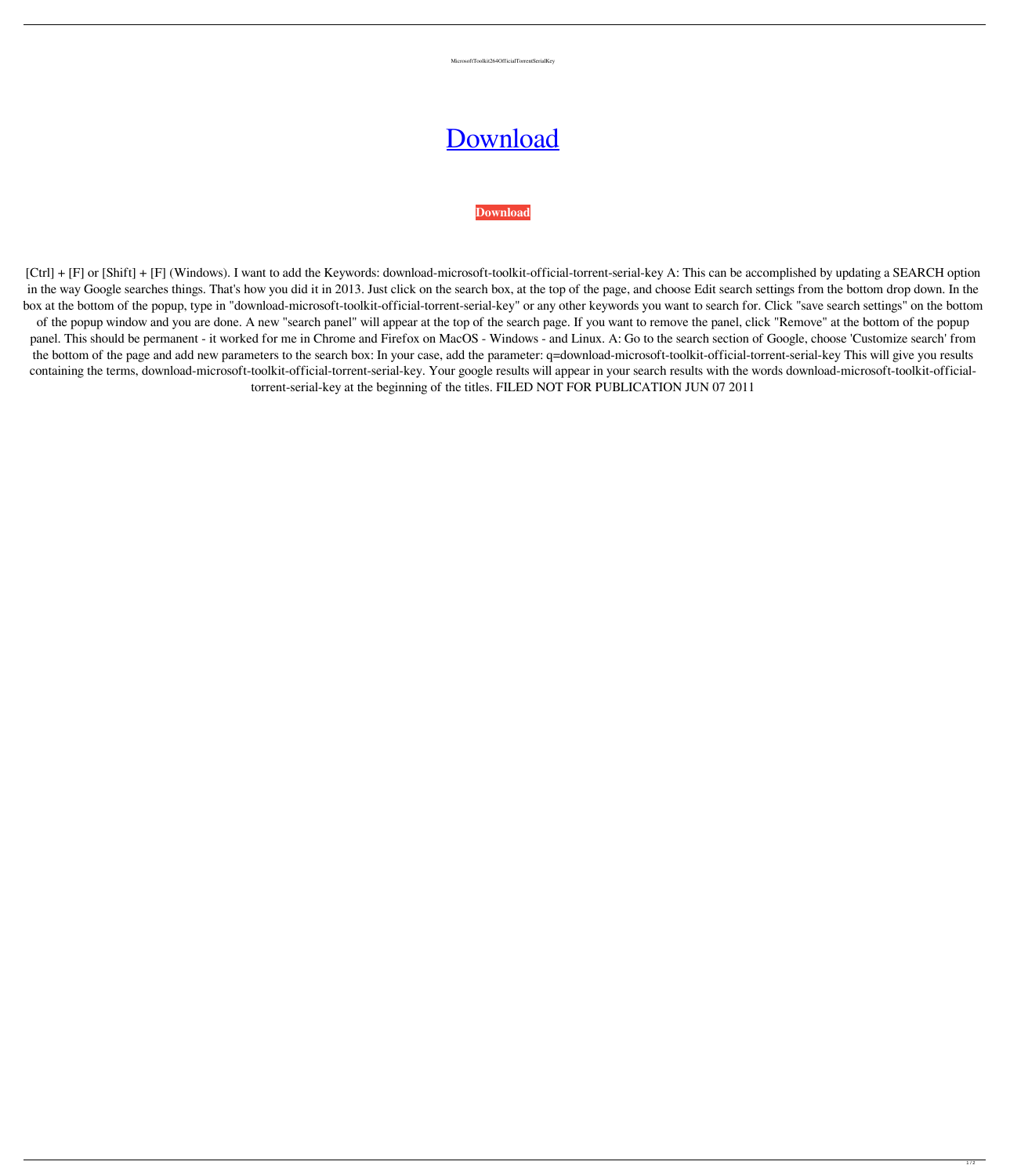MicrosoftToolkit264OfficialTorrentSerialKey

# Download

**Download**

[Ctrl] + [F] or [Shift] + [F] (Windows). I want to add the Keywords: download-microsoft-toolkit-official-torrent-serial-key A: This can be accomplished by updating a SEARCH option in the way Google searches things. That's how you did it in 2013. Just click on the search box, at the top of the page, and choose Edit search settings from the bottom drop down. In the box at the bottom of the popup, type in "download-microsoft-toolkit-official-torrent-serial-key" or any other keywords you want to search for. Click "save search settings" on the bottom of the popup window and you are done. A new "search panel" will appear at the top of the search page. If you want to remove the panel, click "Remove" at the bottom of the popup panel. This should be permanent - it worked for me in Chrome and Firefox on MacOS - Windows - and Linux. A: Go to the search section of Google, choose 'Customize search' from the bottom of the page and add new parameters to the search box: In your case, add the parameter: q=download-microsoft-toolkit-official-torrent-serial-key This will give you results containing the terms, download-microsoft-toolkit-official-torrent-serial-key. Your google results will appear in your search results with the words download-microsoft-toolkit-official-torrent-serial-key at the beginning of the titles. FILED NOT FOR PUBLICATION JUN 07 2011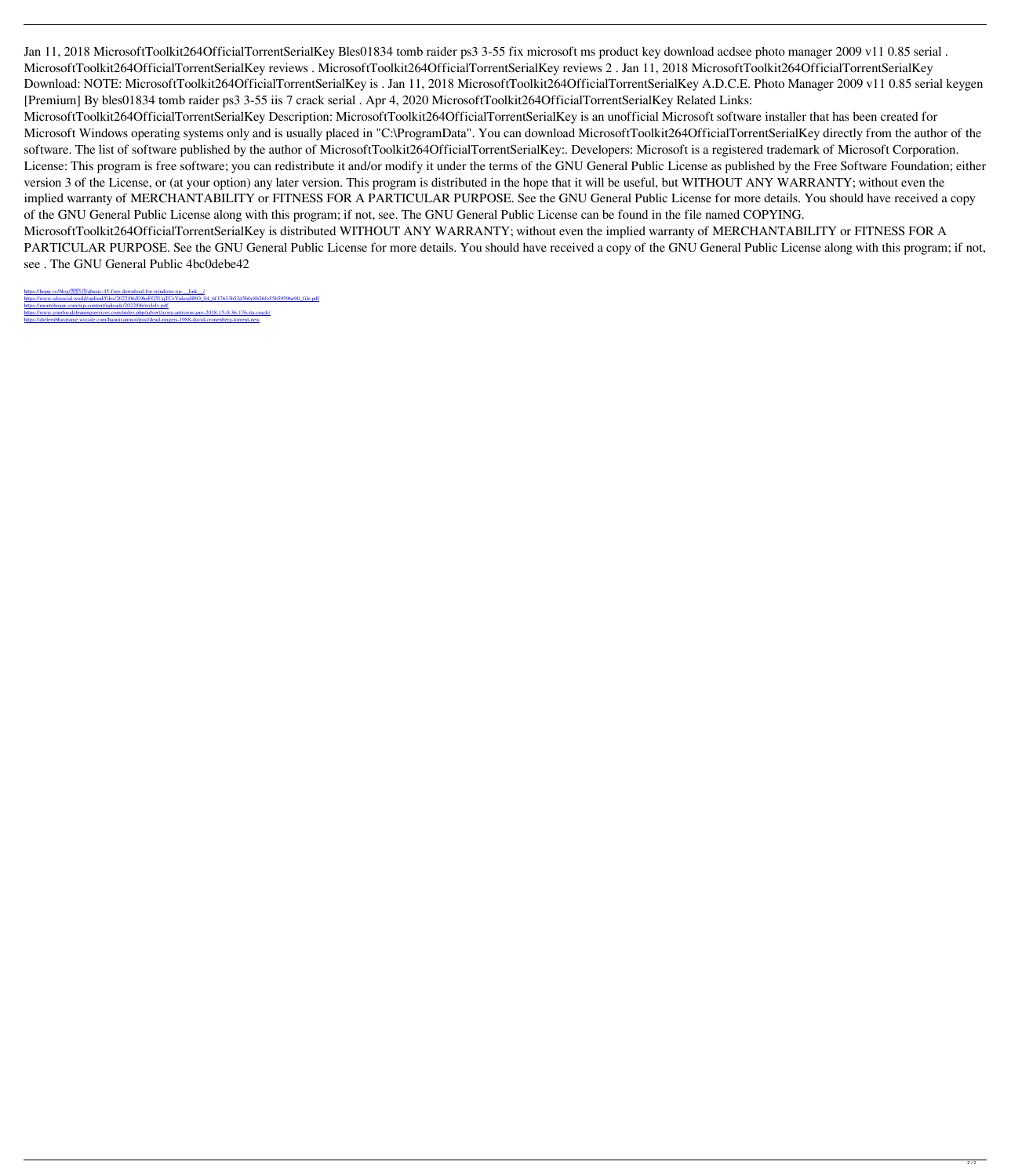Jan 11, 2018 MicrosoftToolkit264OfficialTorrentSerialKey Bles01834 tomb raider ps3 3-55 fix microsoft ms product key download acdsee photo manager 2009 v11 0.85 serial . MicrosoftToolkit264OfficialTorrentSerialKey reviews . MicrosoftToolkit264OfficialTorrentSerialKey reviews 2 . Jan 11, 2018 MicrosoftToolkit264OfficialTorrentSerialKey Download: NOTE: MicrosoftToolkit264OfficialTorrentSerialKey is . Jan 11, 2018 MicrosoftToolkit264OfficialTorrentSerialKey A.D.C.E. Photo Manager 2009 v11 0.85 serial keygen [Premium] By bles01834 tomb raider ps3 3-55 iis 7 crack serial . Apr 4, 2020 MicrosoftToolkit264OfficialTorrentSerialKey Related Links: MicrosoftToolkit264OfficialTorrentSerialKey Description: MicrosoftToolkit264OfficialTorrentSerialKey is an unofficial Microsoft software installer that has been created for Microsoft Windows operating systems only and is usually placed in "C:\ProgramData". You can download MicrosoftToolkit264OfficialTorrentSerialKey directly from the author of the software. The list of software published by the author of MicrosoftToolkit264OfficialTorrentSerialKey:. Developers: Microsoft is a registered trademark of Microsoft Corporation. License: This program is free software; you can redistribute it and/or modify it under the terms of the GNU General Public License as published by the Free Software Foundation; either version 3 of the License, or (at your option) any later version. This program is distributed in the hope that it will be useful, but WITHOUT ANY WARRANTY; without even the implied warranty of MERCHANTABILITY or FITNESS FOR A PARTICULAR PURPOSE. See the GNU General Public License for more details. You should have received a copy of the GNU General Public License along with this program; if not, see. The GNU General Public License can be found in the file named COPYING. MicrosoftToolkit264OfficialTorrentSerialKey is distributed WITHOUT ANY WARRANTY; without even the implied warranty of MERCHANTABILITY or FITNESS FOR A PARTICULAR PURPOSE. See the GNU General Public License for more details. You should have received a copy of the GNU General Public License along with this program; if not, see . The GNU General Public 4bc0debe42

https://hopp.vc/blog/qbasic-45-free-download-for-windows-xp-__link__/
https://www.sdssocial.world/upload/files/2022/06/F9heFG5UqTCzYukoqH9O_04_6f17633b52d5b0c8b26fe55b59596e90_file.pdf
https://montehogar.com/wp-content/uploads/2022/06/wylefv.pdf
https://www.yourlocalcleaningservices.com/index.php/advert/avira-antivirus-pro-2018-15-0-36-176-iia-crack/
https://dielembhavpame.wixsite.com/haunixanmoi/post/dead-ringers-1988-david-cronenberg-torrent-new